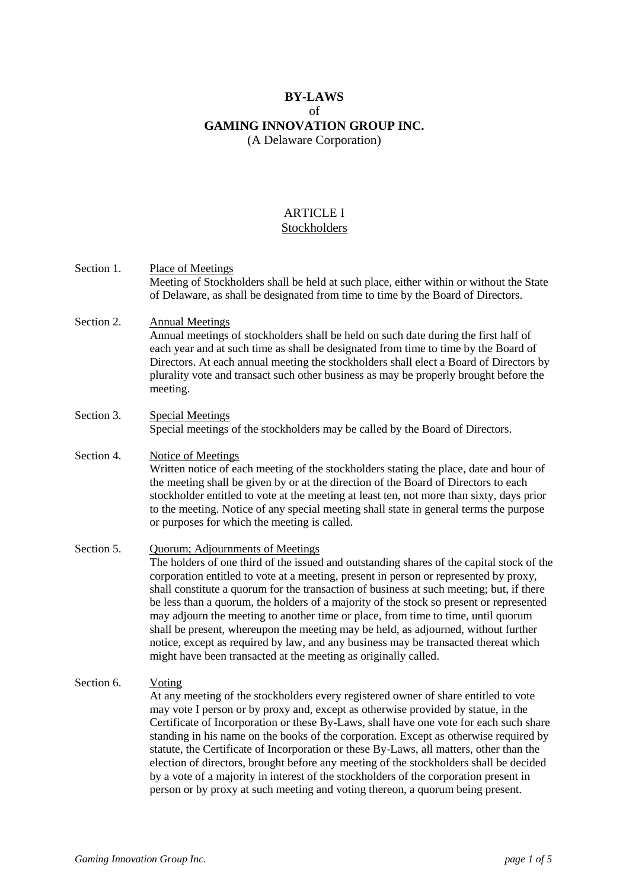# BY-LAWS

of

# GAMING INNOVATION GROUP INC.

(A Delaware Corporation)

## ARTICLE I

## Stockholders

Section 1. Place of Meetings

Meeting of Stockholders shall be held at such place, either within or without the State of Delaware, as shall be designated from time to time by the Board of Directors.

Section 2. Annual Meetings

Annual meetings of stockholders shall be held on such date during the first half of each year and at such time as shall be designated from time to time by the Board of Directors. At each annual meeting the stockholders shall elect a Board of Directors by plurality vote and transact such other business as may be properly brought before the meeting.

Section 3. Special Meetings

Special meetings of the stockholders may be called by the Board of Directors.

Section 4. Notice of Meetings

Written notice of each meeting of the stockholders stating the place, date and hour of the meeting shall be given by or at the direction of the Board of Directors to each stockholder entitled to vote at the meeting at least ten, not more than sixty, days prior to the meeting. Notice of any special meeting shall state in general terms the purpose or purposes for which the meeting is called.

Section 5. Quorum; Adjournments of Meetings

The holders of one third of the issued and outstanding shares of the capital stock of the corporation entitled to vote at a meeting, present in person or represented by proxy, shall constitute a quorum for the transaction of business at such meeting; but, if there be less than a quorum, the holders of a majority of the stock so present or represented may adjourn the meeting to another time or place, from time to time, until quorum shall be present, whereupon the meeting may be held, as adjourned, without further notice, except as required by law, and any business may be transacted thereat which might have been transacted at the meeting as originally called.

Section 6. Voting

At any meeting of the stockholders every registered owner of share entitled to vote may vote I person or by proxy and, except as otherwise provided by statue, in the Certificate of Incorporation or these By-Laws, shall have one vote for each such share standing in his name on the books of the corporation. Except as otherwise required by statute, the Certificate of Incorporation or these By-Laws, all matters, other than the election of directors, brought before any meeting of the stockholders shall be decided by a vote of a majority in interest of the stockholders of the corporation present in person or by proxy at such meeting and voting thereon, a quorum being present.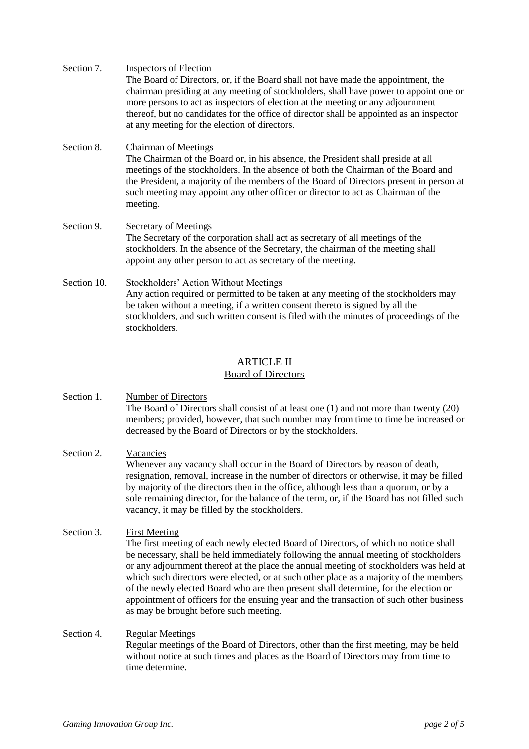**Section 7.** Inspectors of Election

The Board of Directors, or, if the Board shall not have made the appointment, the chairman presiding at any meeting of stockholders, shall have power to appoint one or more persons to act as inspectors of election at the meeting or any adjournment thereof, but no candidates for the office of director shall be appointed as an inspector at any meeting for the election of directors.

**Section 8.** Chairman of Meetings

The Chairman of the Board or, in his absence, the President shall preside at all meetings of the stockholders. In the absence of both the Chairman of the Board and the President, a majority of the members of the Board of Directors present in person at such meeting may appoint any other officer or director to act as Chairman of the meeting.

**Section 9.** Secretary of Meetings

The Secretary of the corporation shall act as secretary of all meetings of the stockholders. In the absence of the Secretary, the chairman of the meeting shall appoint any other person to act as secretary of the meeting.

**Section 10.** Stockholders' Action Without Meetings

Any action required or permitted to be taken at any meeting of the stockholders may be taken without a meeting, if a written consent thereto is signed by all the stockholders, and such written consent is filed with the minutes of proceedings of the stockholders.

## ARTICLE II
## Board of Directors

**Section 1.** Number of Directors

The Board of Directors shall consist of at least one (1) and not more than twenty (20) members; provided, however, that such number may from time to time be increased or decreased by the Board of Directors or by the stockholders.

**Section 2.** Vacancies

Whenever any vacancy shall occur in the Board of Directors by reason of death, resignation, removal, increase in the number of directors or otherwise, it may be filled by majority of the directors then in the office, although less than a quorum, or by a sole remaining director, for the balance of the term, or, if the Board has not filled such vacancy, it may be filled by the stockholders.

**Section 3.** First Meeting

The first meeting of each newly elected Board of Directors, of which no notice shall be necessary, shall be held immediately following the annual meeting of stockholders or any adjournment thereof at the place the annual meeting of stockholders was held at which such directors were elected, or at such other place as a majority of the members of the newly elected Board who are then present shall determine, for the election or appointment of officers for the ensuing year and the transaction of such other business as may be brought before such meeting.

**Section 4.** Regular Meetings

Regular meetings of the Board of Directors, other than the first meeting, may be held without notice at such times and places as the Board of Directors may from time to time determine.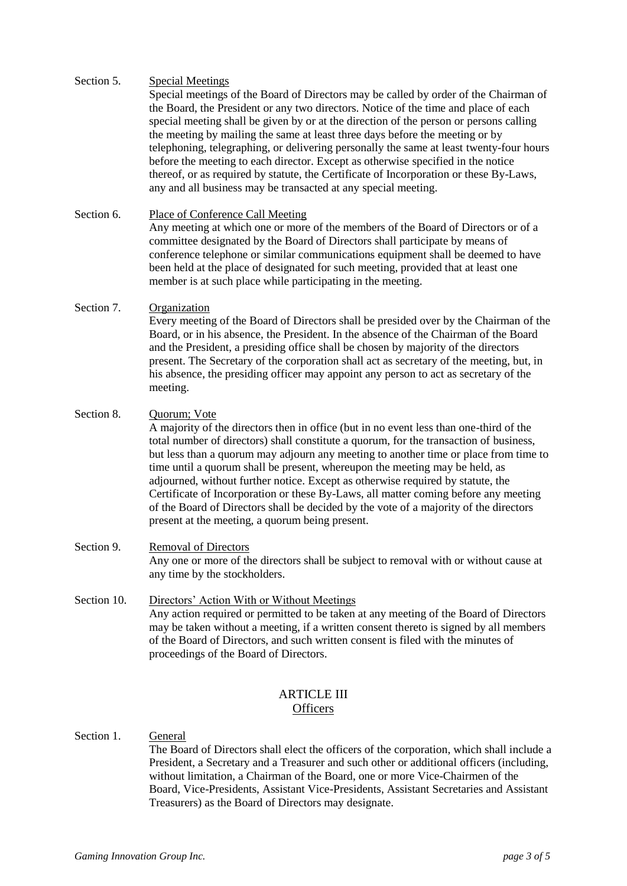Section 5. Special Meetings

Special meetings of the Board of Directors may be called by order of the Chairman of the Board, the President or any two directors. Notice of the time and place of each special meeting shall be given by or at the direction of the person or persons calling the meeting by mailing the same at least three days before the meeting or by telephoning, telegraphing, or delivering personally the same at least twenty-four hours before the meeting to each director. Except as otherwise specified in the notice thereof, or as required by statute, the Certificate of Incorporation or these By-Laws, any and all business may be transacted at any special meeting.

Section 6. Place of Conference Call Meeting

Any meeting at which one or more of the members of the Board of Directors or of a committee designated by the Board of Directors shall participate by means of conference telephone or similar communications equipment shall be deemed to have been held at the place of designated for such meeting, provided that at least one member is at such place while participating in the meeting.

Section 7. Organization

Every meeting of the Board of Directors shall be presided over by the Chairman of the Board, or in his absence, the President. In the absence of the Chairman of the Board and the President, a presiding office shall be chosen by majority of the directors present. The Secretary of the corporation shall act as secretary of the meeting, but, in his absence, the presiding officer may appoint any person to act as secretary of the meeting.

Section 8. Quorum; Vote

A majority of the directors then in office (but in no event less than one-third of the total number of directors) shall constitute a quorum, for the transaction of business, but less than a quorum may adjourn any meeting to another time or place from time to time until a quorum shall be present, whereupon the meeting may be held, as adjourned, without further notice. Except as otherwise required by statute, the Certificate of Incorporation or these By-Laws, all matter coming before any meeting of the Board of Directors shall be decided by the vote of a majority of the directors present at the meeting, a quorum being present.

Section 9. Removal of Directors

Any one or more of the directors shall be subject to removal with or without cause at any time by the stockholders.

Section 10. Directors' Action With or Without Meetings

Any action required or permitted to be taken at any meeting of the Board of Directors may be taken without a meeting, if a written consent thereto is signed by all members of the Board of Directors, and such written consent is filed with the minutes of proceedings of the Board of Directors.

## ARTICLE III
## Officers

Section 1. General

The Board of Directors shall elect the officers of the corporation, which shall include a President, a Secretary and a Treasurer and such other or additional officers (including, without limitation, a Chairman of the Board, one or more Vice-Chairmen of the Board, Vice-Presidents, Assistant Vice-Presidents, Assistant Secretaries and Assistant Treasurers) as the Board of Directors may designate.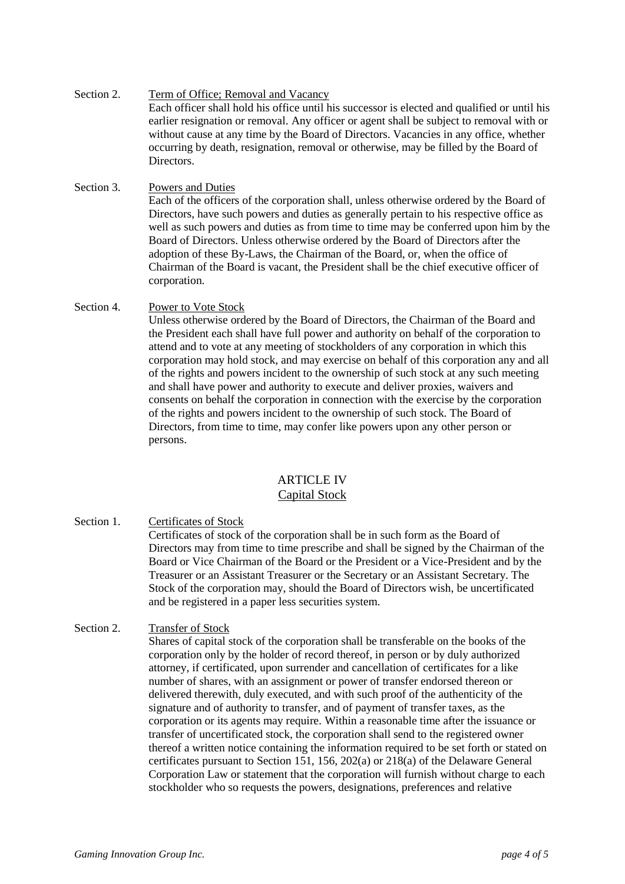Section 2. Term of Office; Removal and Vacancy

Each officer shall hold his office until his successor is elected and qualified or until his earlier resignation or removal. Any officer or agent shall be subject to removal with or without cause at any time by the Board of Directors. Vacancies in any office, whether occurring by death, resignation, removal or otherwise, may be filled by the Board of Directors.

Section 3. Powers and Duties

Each of the officers of the corporation shall, unless otherwise ordered by the Board of Directors, have such powers and duties as generally pertain to his respective office as well as such powers and duties as from time to time may be conferred upon him by the Board of Directors. Unless otherwise ordered by the Board of Directors after the adoption of these By-Laws, the Chairman of the Board, or, when the office of Chairman of the Board is vacant, the President shall be the chief executive officer of corporation.

Section 4. Power to Vote Stock

Unless otherwise ordered by the Board of Directors, the Chairman of the Board and the President each shall have full power and authority on behalf of the corporation to attend and to vote at any meeting of stockholders of any corporation in which this corporation may hold stock, and may exercise on behalf of this corporation any and all of the rights and powers incident to the ownership of such stock at any such meeting and shall have power and authority to execute and deliver proxies, waivers and consents on behalf the corporation in connection with the exercise by the corporation of the rights and powers incident to the ownership of such stock. The Board of Directors, from time to time, may confer like powers upon any other person or persons.

## ARTICLE IV
## Capital Stock

Section 1. Certificates of Stock

Certificates of stock of the corporation shall be in such form as the Board of Directors may from time to time prescribe and shall be signed by the Chairman of the Board or Vice Chairman of the Board or the President or a Vice-President and by the Treasurer or an Assistant Treasurer or the Secretary or an Assistant Secretary. The Stock of the corporation may, should the Board of Directors wish, be uncertificated and be registered in a paper less securities system.

Section 2. Transfer of Stock

Shares of capital stock of the corporation shall be transferable on the books of the corporation only by the holder of record thereof, in person or by duly authorized attorney, if certificated, upon surrender and cancellation of certificates for a like number of shares, with an assignment or power of transfer endorsed thereon or delivered therewith, duly executed, and with such proof of the authenticity of the signature and of authority to transfer, and of payment of transfer taxes, as the corporation or its agents may require. Within a reasonable time after the issuance or transfer of uncertificated stock, the corporation shall send to the registered owner thereof a written notice containing the information required to be set forth or stated on certificates pursuant to Section 151, 156, 202(a) or 218(a) of the Delaware General Corporation Law or statement that the corporation will furnish without charge to each stockholder who so requests the powers, designations, preferences and relative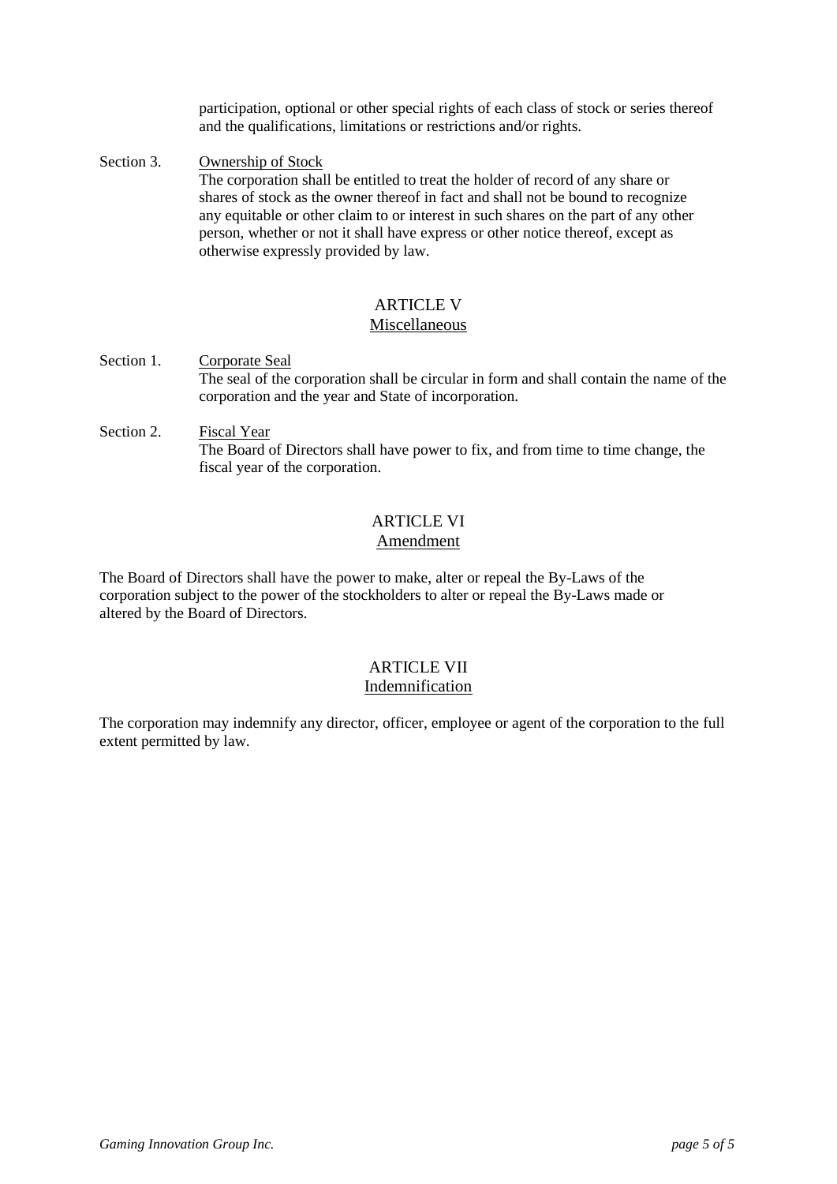participation, optional or other special rights of each class of stock or series thereof and the qualifications, limitations or restrictions and/or rights.

Section 3. Ownership of Stock
The corporation shall be entitled to treat the holder of record of any share or shares of stock as the owner thereof in fact and shall not be bound to recognize any equitable or other claim to or interest in such shares on the part of any other person, whether or not it shall have express or other notice thereof, except as otherwise expressly provided by law.

## ARTICLE V
## Miscellaneous

Section 1. Corporate Seal
The seal of the corporation shall be circular in form and shall contain the name of the corporation and the year and State of incorporation.

Section 2. Fiscal Year
The Board of Directors shall have power to fix, and from time to time change, the fiscal year of the corporation.

## ARTICLE VI
## Amendment

The Board of Directors shall have the power to make, alter or repeal the By-Laws of the corporation subject to the power of the stockholders to alter or repeal the By-Laws made or altered by the Board of Directors.

## ARTICLE VII
## Indemnification

The corporation may indemnify any director, officer, employee or agent of the corporation to the full extent permitted by law.